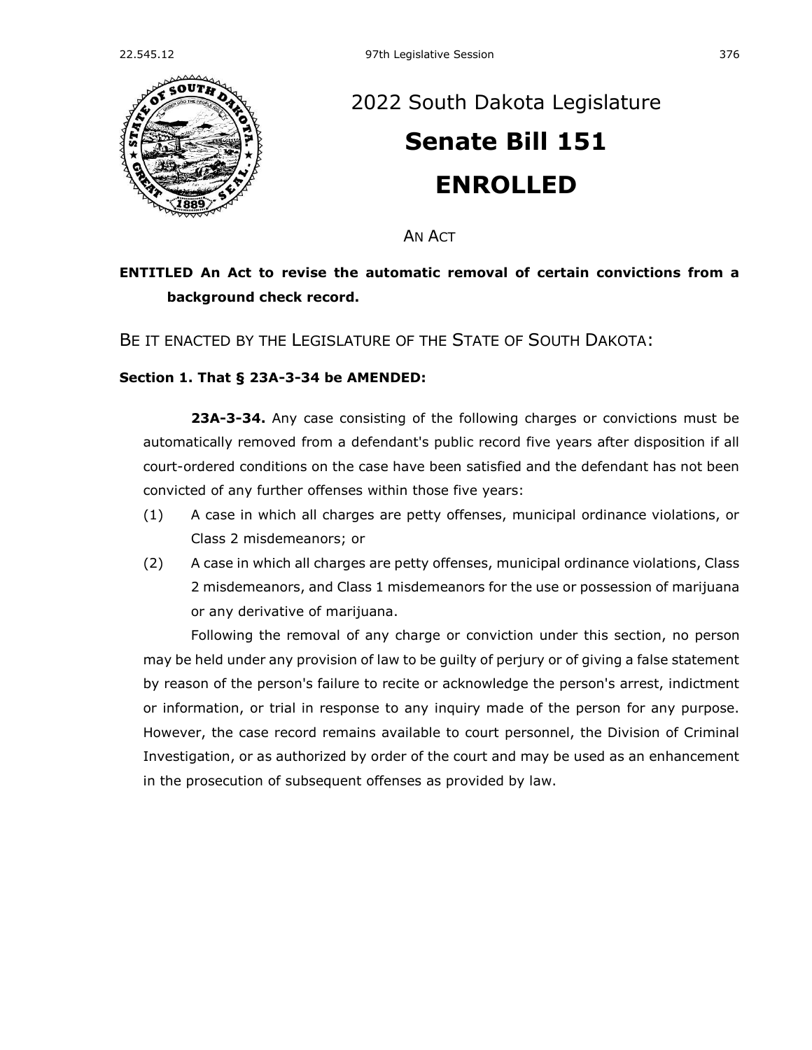# 2022 South Dakota Legislature

# Senate Bill 151

# ENROLLED

AN ACT

**ENTITLED An Act to revise the automatic removal of certain convictions from a background check record.**

BE IT ENACTED BY THE LEGISLATURE OF THE STATE OF SOUTH DAKOTA:

**Section 1. That § 23A-3-34 be AMENDED:**

**23A-3-34.** Any case consisting of the following charges or convictions must be automatically removed from a defendant's public record five years after disposition if all court-ordered conditions on the case have been satisfied and the defendant has not been convicted of any further offenses within those five years:

(1) A case in which all charges are petty offenses, municipal ordinance violations, or Class 2 misdemeanors; or

(2) A case in which all charges are petty offenses, municipal ordinance violations, Class 2 misdemeanors, and Class 1 misdemeanors for the use or possession of marijuana or any derivative of marijuana.

Following the removal of any charge or conviction under this section, no person may be held under any provision of law to be guilty of perjury or of giving a false statement by reason of the person's failure to recite or acknowledge the person's arrest, indictment or information, or trial in response to any inquiry made of the person for any purpose. However, the case record remains available to court personnel, the Division of Criminal Investigation, or as authorized by order of the court and may be used as an enhancement in the prosecution of subsequent offenses as provided by law.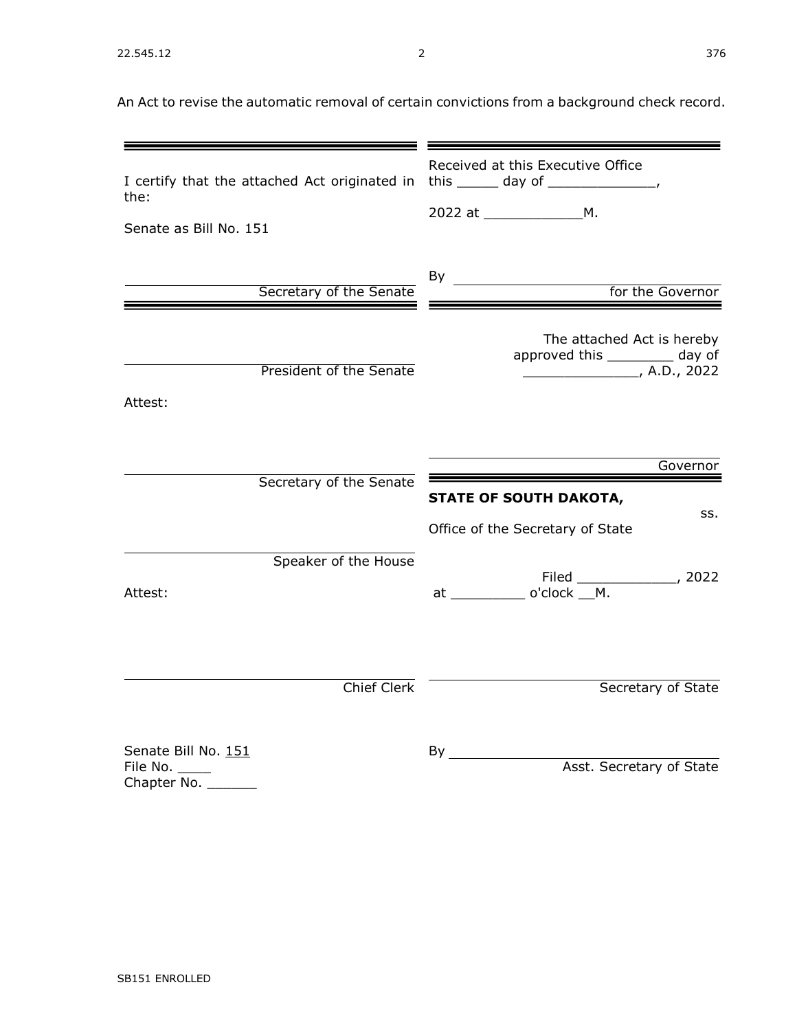An Act to revise the automatic removal of certain convictions from a background check record.

I certify that the attached Act originated in the:

Senate as Bill No. 151

_________________________
Secretary of the Senate

_________________________
President of the Senate

Attest:

_________________________
Secretary of the Senate

_________________________
Speaker of the House

Attest:

_________________________
Chief Clerk

Senate Bill No. 151
File No. ____
Chapter No. ______

Received at this Executive Office this _____ day of _____________,

2022 at ____________M.

By _________________________
for the Governor

The attached Act is hereby approved this ________ day of ______________, A.D., 2022

_________________________
Governor

**STATE OF SOUTH DAKOTA,**

ss.

Office of the Secretary of State

Filed ____________, 2022 at _________ o'clock __M.

_________________________
Secretary of State

By _________________________
Asst. Secretary of State